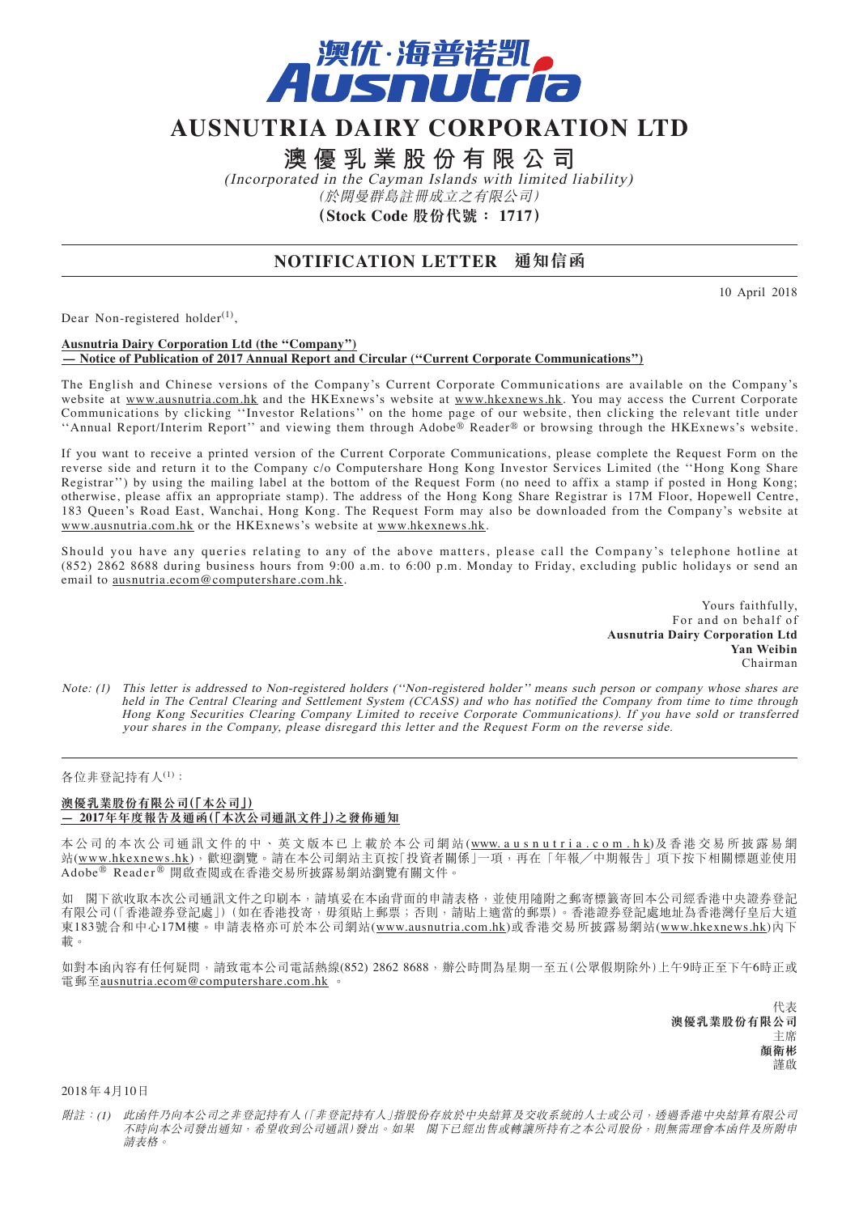# AUSNUTRIA DAIRY CORPORATION LTD

# 澳優乳業股份有限公司

*(Incorporated in the Cayman Islands with limited liability)*

*(於開曼群島註冊成立之有限公司)*

**(Stock Code 股份代號： 1717)**

## NOTIFICATION LETTER 通知信函

10 April 2018

Dear Non-registered holder[(1)],

**Ausnutria Dairy Corporation Ltd (the "Company")**
**— Notice of Publication of 2017 Annual Report and Circular ("Current Corporate Communications")**

The English and Chinese versions of the Company's Current Corporate Communications are available on the Company's website at www.ausnutria.com.hk and the HKExnews's website at www.hkexnews.hk. You may access the Current Corporate Communications by clicking ''Investor Relations'' on the home page of our website, then clicking the relevant title under ''Annual Report/Interim Report'' and viewing them through Adobe® Reader® or browsing through the HKExnews's website.

If you want to receive a printed version of the Current Corporate Communications, please complete the Request Form on the reverse side and return it to the Company c/o Computershare Hong Kong Investor Services Limited (the ''Hong Kong Share Registrar'') by using the mailing label at the bottom of the Request Form (no need to affix a stamp if posted in Hong Kong; otherwise, please affix an appropriate stamp). The address of the Hong Kong Share Registrar is 17M Floor, Hopewell Centre, 183 Queen's Road East, Wanchai, Hong Kong. The Request Form may also be downloaded from the Company's website at www.ausnutria.com.hk or the HKExnews's website at www.hkexnews.hk.

Should you have any queries relating to any of the above matters, please call the Company's telephone hotline at (852) 2862 8688 during business hours from 9:00 a.m. to 6:00 p.m. Monday to Friday, excluding public holidays or send an email to ausnutria.ecom@computershare.com.hk.

Yours faithfully,
For and on behalf of
**Ausnutria Dairy Corporation Ltd**
**Yan Weibin**
Chairman

*Note: (1) This letter is addressed to Non-registered holders (''Non-registered holder'' means such person or company whose shares are held in The Central Clearing and Settlement System (CCASS) and who has notified the Company from time to time through Hong Kong Securities Clearing Company Limited to receive Corporate Communications). If you have sold or transferred your shares in the Company, please disregard this letter and the Request Form on the reverse side.*

---

各位非登記持有人[(1)]：

**澳優乳業股份有限公司(「本公司」)**
**— 2017年年度報告及通函(「本次公司通訊文件」)之發佈通知**

本公司的本次公司通訊文件的中、英文版本已上載於本公司網站(www.ausnutria.com.hk)及香港交易所披露易網站(www.hkexnews.hk)，歡迎瀏覽。請在本公司網站主頁按「投資者關係」一項，再在「年報╱中期報告」項下按下相關標題並使用Adobe® Reader® 開啟查閱或在香港交易所披露易網站瀏覽有關文件。

如 閣下欲收取本次公司通訊文件之印刷本，請填妥在本函背面的申請表格，並使用隨附之郵寄標籤寄回本公司經香港中央證券登記有限公司(「香港證券登記處」)(如在香港投寄，毋須貼上郵票；否則，請貼上適當的郵票)。香港證券登記處地址為香港灣仔皇后大道東183號合和中心17M樓。申請表格亦可於本公司網站(www.ausnutria.com.hk)或香港交易所披露易網站(www.hkexnews.hk)內下載。

如對本函內容有任何疑問，請致電本公司電話熱線(852) 2862 8688，辦公時間為星期一至五(公眾假期除外)上午9時正至下午6時正或電郵至ausnutria.ecom@computershare.com.hk 。

代表
**澳優乳業股份有限公司**
主席
**顏衛彬**
謹啟

2018年4月10日

*附註：(1) 此函件乃向本公司之非登記持有人(「非登記持有人」指股份存放於中央結算及交收系統的人士或公司，透過香港中央結算有限公司不時向本公司發出通知，希望收到公司通訊)發出。如果 閣下已經出售或轉讓所持有之本公司股份，則無需理會本函件及所附申請表格。*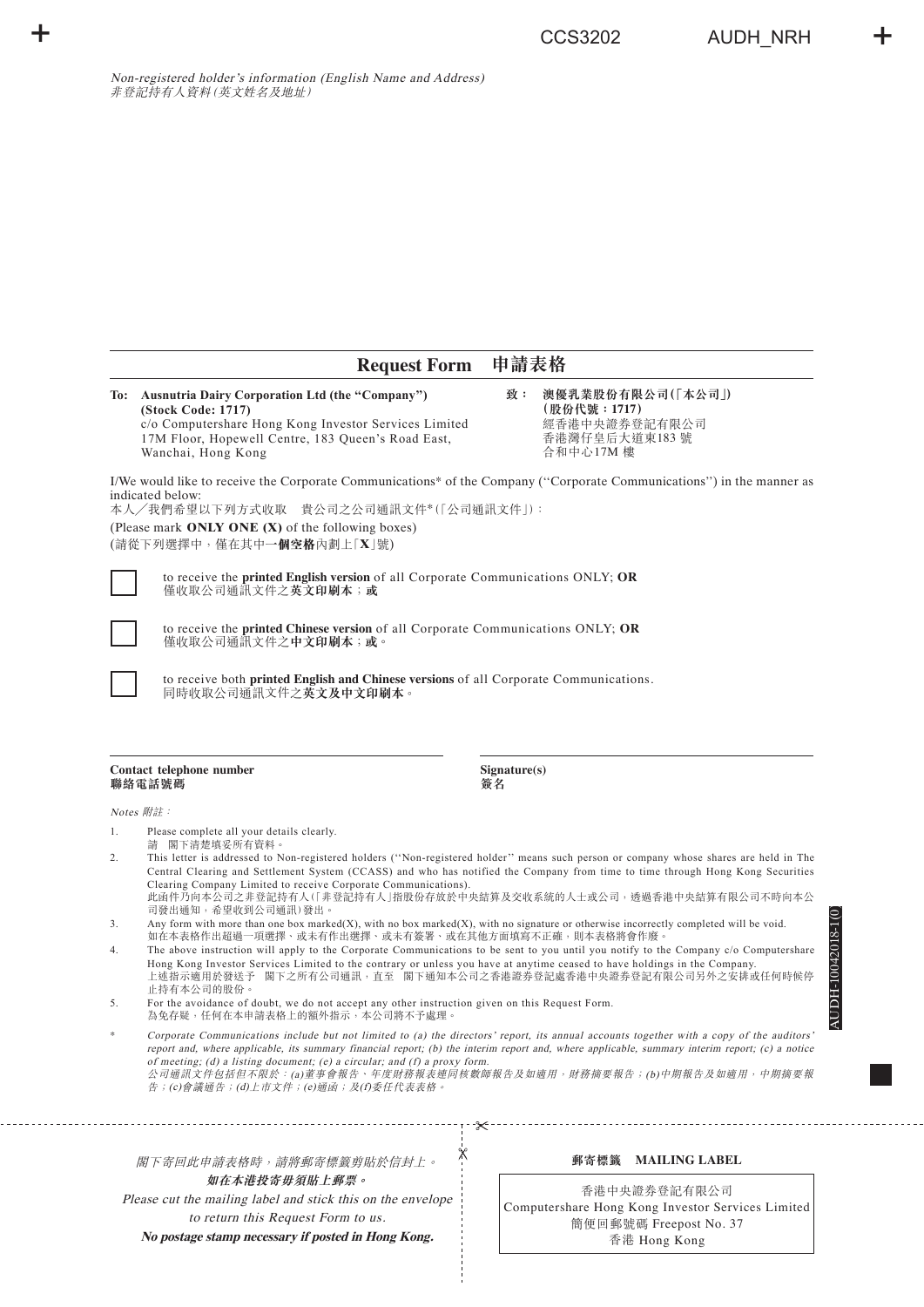*Non-registered holder's information (English Name and Address)*
*非登記持有人資料(英文姓名及地址)*

# Request Form 申請表格

**To: Ausnutria Dairy Corporation Ltd (the "Company")**
**(Stock Code: 1717)**
c/o Computershare Hong Kong Investor Services Limited
17M Floor, Hopewell Centre, 183 Queen's Road East,
Wanchai, Hong Kong

**致： 澳優乳業股份有限公司(「本公司」)**
**(股份代號：1717)**
經香港中央證券登記有限公司
香港灣仔皇后大道東183 號
合和中心17M 樓

I/We would like to receive the Corporate Communications* of the Company ("Corporate Communications") in the manner as indicated below:
本人╱我們希望以下列方式收取 貴公司之公司通訊文件*(「公司通訊文件」)：

(Please mark **ONLY ONE (X)** of the following boxes)
(請從下列選擇中，僅在其中**一個空格**內劃上「**X**」號)

☐ to receive the **printed English version** of all Corporate Communications ONLY; **OR**
僅收取公司通訊文件之**英文印刷本**；**或**

☐ to receive the **printed Chinese version** of all Corporate Communications ONLY; **OR**
僅收取公司通訊文件之**中文印刷本**；**或**。

☐ to receive both **printed English and Chinese versions** of all Corporate Communications.
同時收取公司通訊文件之**英文及中文印刷本**。

**Contact telephone number**
**聯絡電話號碼**

**Signature(s)**
**簽名**

*Notes 附註：*

1. Please complete all your details clearly.
請 閣下清楚填妥所有資料。
2. This letter is addressed to Non-registered holders ("Non-registered holder" means such person or company whose shares are held in The Central Clearing and Settlement System (CCASS) and who has notified the Company from time to time through Hong Kong Securities Clearing Company Limited to receive Corporate Communications).
此函件乃向本公司之非登記持有人(「非登記持有人」指股份存放於中央結算及交收系統的人士或公司，透過香港中央結算有限公司不時向本公司發出通知，希望收到公司通訊)發出。
3. Any form with more than one box marked(X), with no box marked(X), with no signature or otherwise incorrectly completed will be void.
如在本表格作出超過一項選擇、或未有作出選擇、或未有簽署、或在其他方面填寫不正確，則本表格將會作廢。
4. The above instruction will apply to the Corporate Communications to be sent to you until you notify to the Company c/o Computershare Hong Kong Investor Services Limited to the contrary or unless you have at anytime ceased to have holdings in the Company.
上述指示適用於發送予 閣下之所有公司通訊，直至 閣下通知本公司之香港證券登記處香港中央證券登記有限公司另外之安排或任何時候停止持有本公司的股份。
5. For the avoidance of doubt, we do not accept any other instruction given on this Request Form.
為免存疑，任何在本申請表格上的額外指示，本公司將不予處理。

\* *Corporate Communications include but not limited to (a) the directors' report, its annual accounts together with a copy of the auditors' report and, where applicable, its summary financial report; (b) the interim report and, where applicable, summary interim report; (c) a notice of meeting; (d) a listing document; (e) a circular; and (f) a proxy form.*
*公司通訊文件包括但不限於：(a)董事會報告、年度財務報表連同核數師報告及如適用，財務摘要報告；(b)中期報告及如適用，中期摘要報告；(c)會議通告；(d)上市文件；(e)通函；及(f)委任代表表格。*

AUDH-10042018-1(0)

*閣下寄回此申請表格時，請將郵寄標籤剪貼於信封上。*
***如在本港投寄毋須貼上郵票。***
*Please cut the mailing label and stick this on the envelope to return this Request Form to us.*
***No postage stamp necessary if posted in Hong Kong.***

**郵寄標籤 MAILING LABEL**

香港中央證券登記有限公司
Computershare Hong Kong Investor Services Limited
簡便回郵號碼 Freepost No. 37
香港 Hong Kong